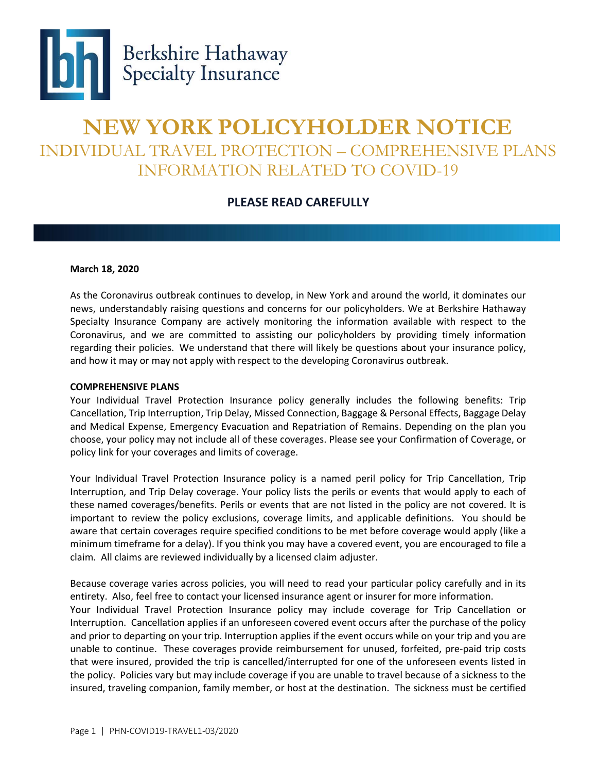Berkshire Hathaway Specialty Insurance

# NEW YORK POLICYHOLDER NOTICE

## INDIVIDUAL TRAVEL PROTECTION – COMPREHENSIVE PLANS INFORMATION RELATED TO COVID-19

### PLEASE READ CAREFULLY

**March 18, 2020**

As the Coronavirus outbreak continues to develop, in New York and around the world, it dominates our news, understandably raising questions and concerns for our policyholders. We at Berkshire Hathaway Specialty Insurance Company are actively monitoring the information available with respect to the Coronavirus, and we are committed to assisting our policyholders by providing timely information regarding their policies. We understand that there will likely be questions about your insurance policy, and how it may or may not apply with respect to the developing Coronavirus outbreak.

**COMPREHENSIVE PLANS**

Your Individual Travel Protection Insurance policy generally includes the following benefits: Trip Cancellation, Trip Interruption, Trip Delay, Missed Connection, Baggage & Personal Effects, Baggage Delay and Medical Expense, Emergency Evacuation and Repatriation of Remains. Depending on the plan you choose, your policy may not include all of these coverages. Please see your Confirmation of Coverage, or policy link for your coverages and limits of coverage.

Your Individual Travel Protection Insurance policy is a named peril policy for Trip Cancellation, Trip Interruption, and Trip Delay coverage. Your policy lists the perils or events that would apply to each of these named coverages/benefits. Perils or events that are not listed in the policy are not covered. It is important to review the policy exclusions, coverage limits, and applicable definitions. You should be aware that certain coverages require specified conditions to be met before coverage would apply (like a minimum timeframe for a delay). If you think you may have a covered event, you are encouraged to file a claim. All claims are reviewed individually by a licensed claim adjuster.

Because coverage varies across policies, you will need to read your particular policy carefully and in its entirety. Also, feel free to contact your licensed insurance agent or insurer for more information.

Your Individual Travel Protection Insurance policy may include coverage for Trip Cancellation or Interruption. Cancellation applies if an unforeseen covered event occurs after the purchase of the policy and prior to departing on your trip. Interruption applies if the event occurs while on your trip and you are unable to continue. These coverages provide reimbursement for unused, forfeited, pre-paid trip costs that were insured, provided the trip is cancelled/interrupted for one of the unforeseen events listed in the policy. Policies vary but may include coverage if you are unable to travel because of a sickness to the insured, traveling companion, family member, or host at the destination. The sickness must be certified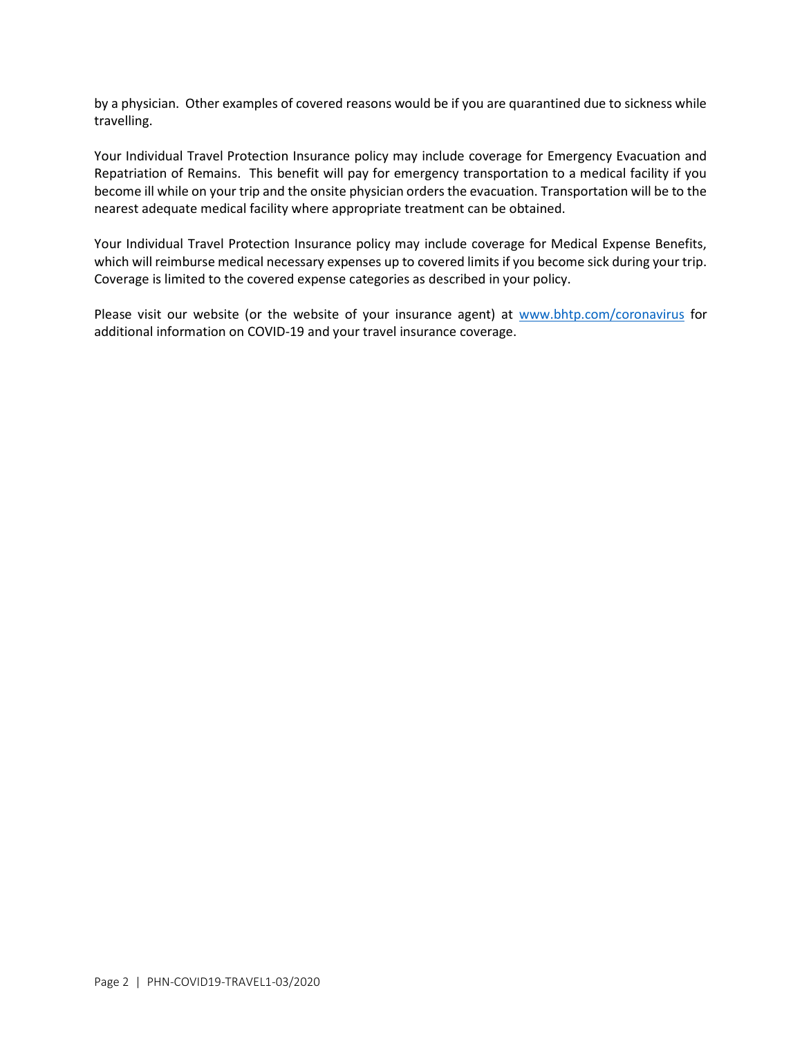by a physician. Other examples of covered reasons would be if you are quarantined due to sickness while travelling.

Your Individual Travel Protection Insurance policy may include coverage for Emergency Evacuation and Repatriation of Remains. This benefit will pay for emergency transportation to a medical facility if you become ill while on your trip and the onsite physician orders the evacuation. Transportation will be to the nearest adequate medical facility where appropriate treatment can be obtained.

Your Individual Travel Protection Insurance policy may include coverage for Medical Expense Benefits, which will reimburse medical necessary expenses up to covered limits if you become sick during your trip. Coverage is limited to the covered expense categories as described in your policy.

Please visit our website (or the website of your insurance agent) at [www.bhtp.com/coronavirus](http://www.bhtp.com/coronavirus) for additional information on COVID-19 and your travel insurance coverage.